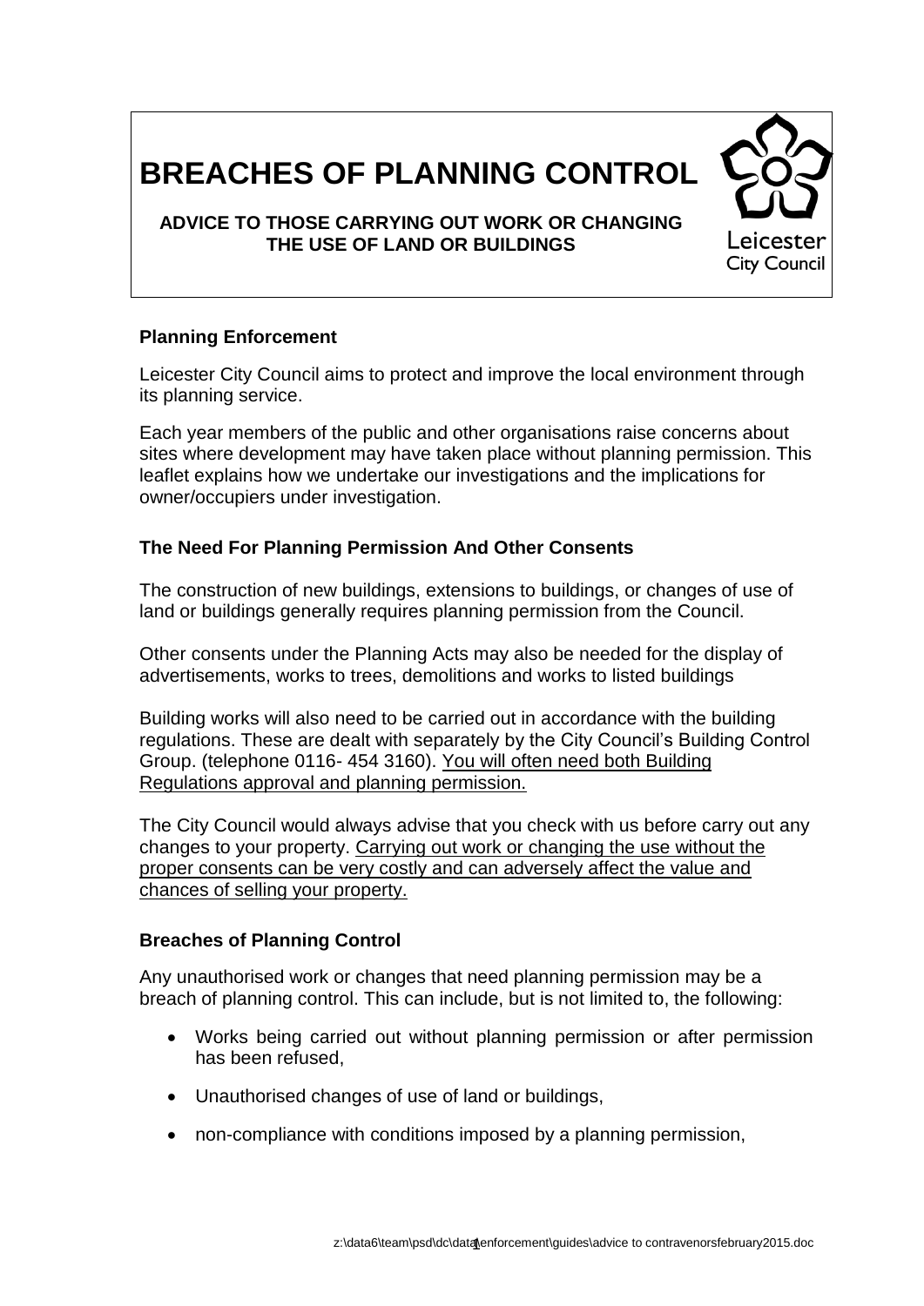# BREACHES OF PLANNING CONTROL

**ADVICE TO THOSE CARRYING OUT WORK OR CHANGING THE USE OF LAND OR BUILDINGS**

Leicester City Council

### Planning Enforcement

Leicester City Council aims to protect and improve the local environment through its planning service.

Each year members of the public and other organisations raise concerns about sites where development may have taken place without planning permission. This leaflet explains how we undertake our investigations and the implications for owner/occupiers under investigation.

### The Need For Planning Permission And Other Consents

The construction of new buildings, extensions to buildings, or changes of use of land or buildings generally requires planning permission from the Council.

Other consents under the Planning Acts may also be needed for the display of advertisements, works to trees, demolitions and works to listed buildings

Building works will also need to be carried out in accordance with the building regulations. These are dealt with separately by the City Council's Building Control Group. (telephone 0116- 454 3160). <u>You will often need both Building Regulations approval and planning permission.</u>

The City Council would always advise that you check with us before carry out any changes to your property. <u>Carrying out work or changing the use without the proper consents can be very costly and can adversely affect the value and chances of selling your property.</u>

### Breaches of Planning Control

Any unauthorised work or changes that need planning permission may be a breach of planning control. This can include, but is not limited to, the following:

- Works being carried out without planning permission or after permission has been refused,
- Unauthorised changes of use of land or buildings,
- non-compliance with conditions imposed by a planning permission,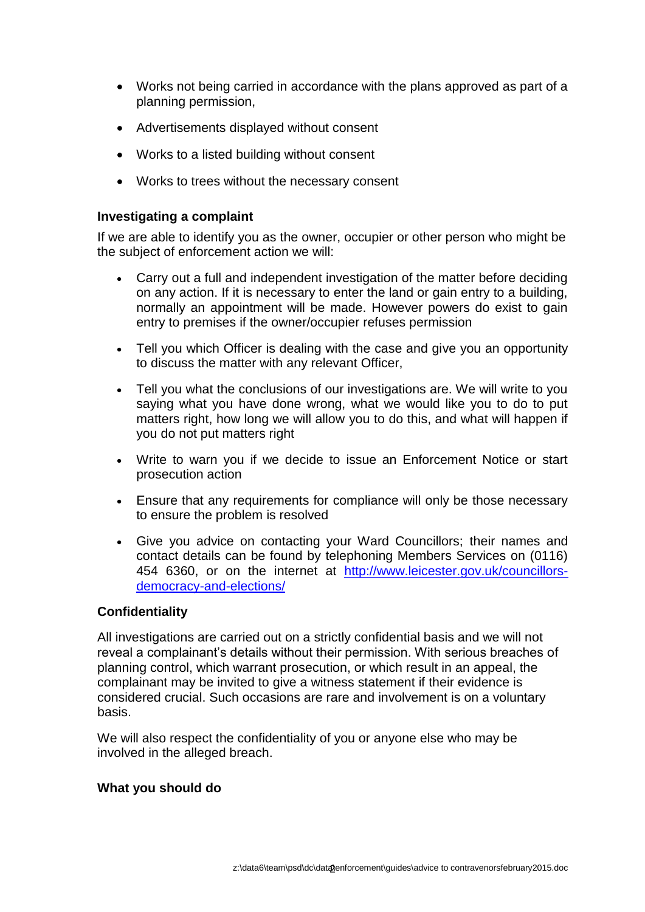- Works not being carried in accordance with the plans approved as part of a planning permission,
- Advertisements displayed without consent
- Works to a listed building without consent
- Works to trees without the necessary consent

**Investigating a complaint**

If we are able to identify you as the owner, occupier or other person who might be the subject of enforcement action we will:

- Carry out a full and independent investigation of the matter before deciding on any action. If it is necessary to enter the land or gain entry to a building, normally an appointment will be made. However powers do exist to gain entry to premises if the owner/occupier refuses permission
- Tell you which Officer is dealing with the case and give you an opportunity to discuss the matter with any relevant Officer,
- Tell you what the conclusions of our investigations are. We will write to you saying what you have done wrong, what we would like you to do to put matters right, how long we will allow you to do this, and what will happen if you do not put matters right
- Write to warn you if we decide to issue an Enforcement Notice or start prosecution action
- Ensure that any requirements for compliance will only be those necessary to ensure the problem is resolved
- Give you advice on contacting your Ward Councillors; their names and contact details can be found by telephoning Members Services on (0116) 454 6360, or on the internet at [http://www.leicester.gov.uk/councillors-democracy-and-elections/](http://www.leicester.gov.uk/councillors-democracy-and-elections/)

**Confidentiality**

All investigations are carried out on a strictly confidential basis and we will not reveal a complainant's details without their permission. With serious breaches of planning control, which warrant prosecution, or which result in an appeal, the complainant may be invited to give a witness statement if their evidence is considered crucial. Such occasions are rare and involvement is on a voluntary basis.

We will also respect the confidentiality of you or anyone else who may be involved in the alleged breach.

**What you should do**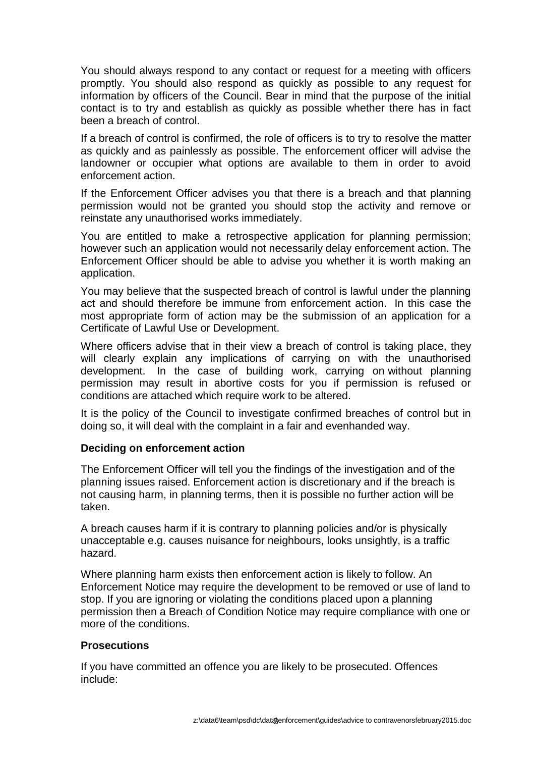You should always respond to any contact or request for a meeting with officers promptly. You should also respond as quickly as possible to any request for information by officers of the Council. Bear in mind that the purpose of the initial contact is to try and establish as quickly as possible whether there has in fact been a breach of control.

If a breach of control is confirmed, the role of officers is to try to resolve the matter as quickly and as painlessly as possible. The enforcement officer will advise the landowner or occupier what options are available to them in order to avoid enforcement action.

If the Enforcement Officer advises you that there is a breach and that planning permission would not be granted you should stop the activity and remove or reinstate any unauthorised works immediately.

You are entitled to make a retrospective application for planning permission; however such an application would not necessarily delay enforcement action. The Enforcement Officer should be able to advise you whether it is worth making an application.

You may believe that the suspected breach of control is lawful under the planning act and should therefore be immune from enforcement action. In this case the most appropriate form of action may be the submission of an application for a Certificate of Lawful Use or Development.

Where officers advise that in their view a breach of control is taking place, they will clearly explain any implications of carrying on with the unauthorised development. In the case of building work, carrying on without planning permission may result in abortive costs for you if permission is refused or conditions are attached which require work to be altered.

It is the policy of the Council to investigate confirmed breaches of control but in doing so, it will deal with the complaint in a fair and evenhanded way.

**Deciding on enforcement action**

The Enforcement Officer will tell you the findings of the investigation and of the planning issues raised. Enforcement action is discretionary and if the breach is not causing harm, in planning terms, then it is possible no further action will be taken.

A breach causes harm if it is contrary to planning policies and/or is physically unacceptable e.g. causes nuisance for neighbours, looks unsightly, is a traffic hazard.

Where planning harm exists then enforcement action is likely to follow. An Enforcement Notice may require the development to be removed or use of land to stop. If you are ignoring or violating the conditions placed upon a planning permission then a Breach of Condition Notice may require compliance with one or more of the conditions.

**Prosecutions**

If you have committed an offence you are likely to be prosecuted. Offences include: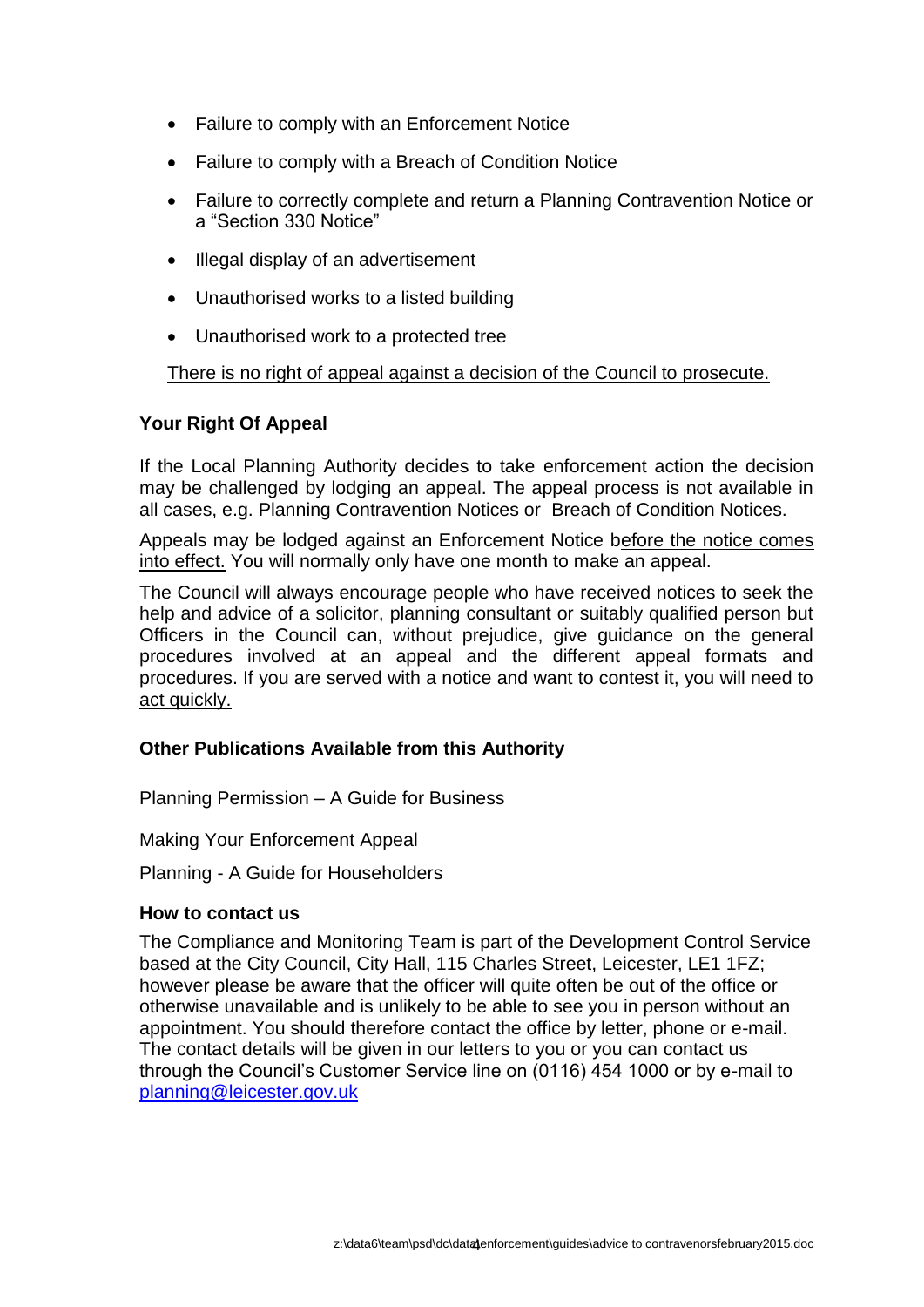- Failure to comply with an Enforcement Notice
- Failure to comply with a Breach of Condition Notice
- Failure to correctly complete and return a Planning Contravention Notice or a "Section 330 Notice"
- Illegal display of an advertisement
- Unauthorised works to a listed building
- Unauthorised work to a protected tree

There is no right of appeal against a decision of the Council to prosecute.

### Your Right Of Appeal

If the Local Planning Authority decides to take enforcement action the decision may be challenged by lodging an appeal. The appeal process is not available in all cases, e.g. Planning Contravention Notices or Breach of Condition Notices.

Appeals may be lodged against an Enforcement Notice before the notice comes into effect. You will normally only have one month to make an appeal.

The Council will always encourage people who have received notices to seek the help and advice of a solicitor, planning consultant or suitably qualified person but Officers in the Council can, without prejudice, give guidance on the general procedures involved at an appeal and the different appeal formats and procedures. If you are served with a notice and want to contest it, you will need to act quickly.

### Other Publications Available from this Authority

Planning Permission – A Guide for Business

Making Your Enforcement Appeal

Planning - A Guide for Householders

### How to contact us

The Compliance and Monitoring Team is part of the Development Control Service based at the City Council, City Hall, 115 Charles Street, Leicester, LE1 1FZ; however please be aware that the officer will quite often be out of the office or otherwise unavailable and is unlikely to be able to see you in person without an appointment. You should therefore contact the office by letter, phone or e-mail. The contact details will be given in our letters to you or you can contact us through the Council's Customer Service line on (0116) 454 1000 or by e-mail to planning@leicester.gov.uk